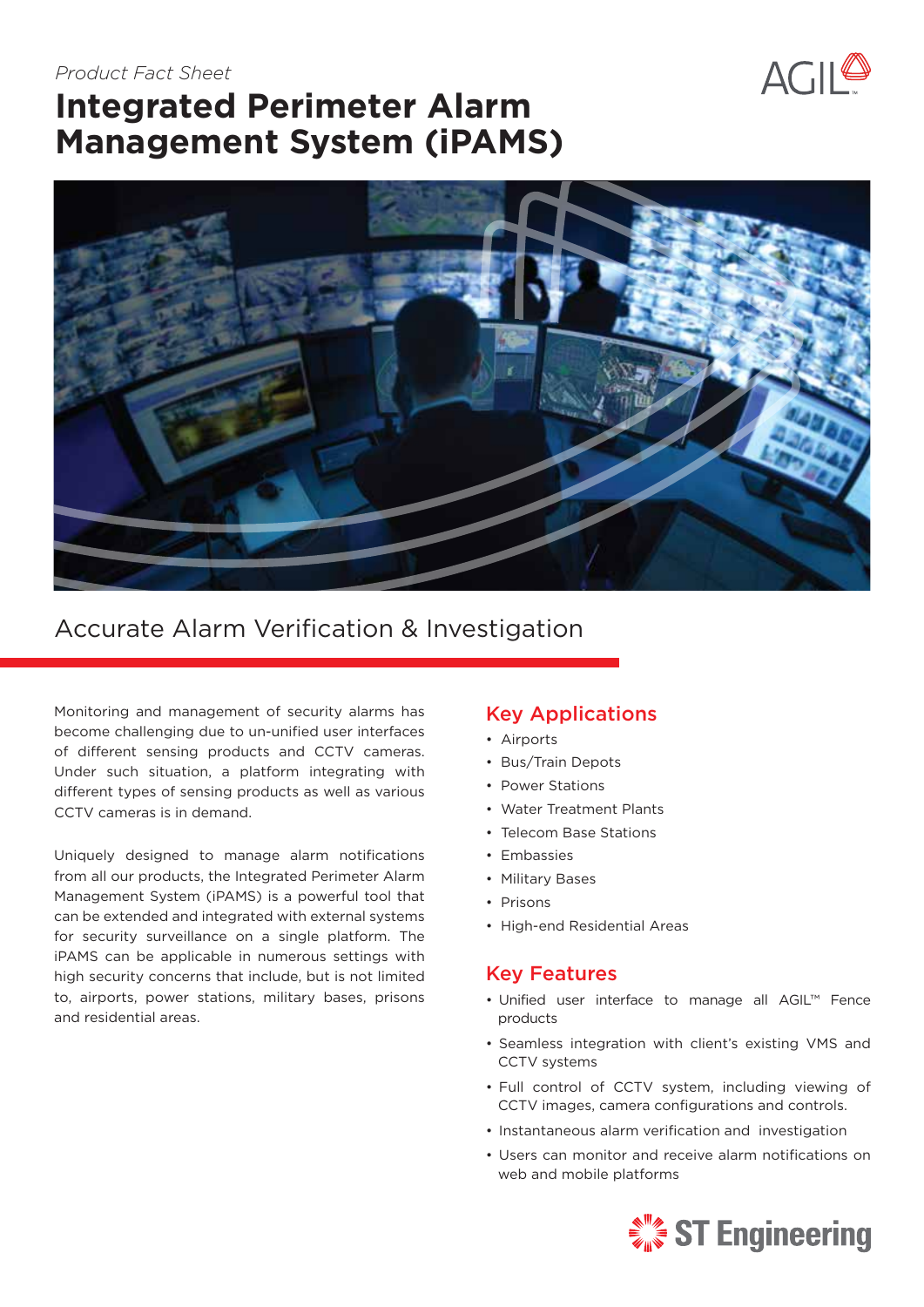*Product Fact Sheet*

# Integrated Perimeter Alarm Management System (iPAMS)

## Accurate Alarm Verification & Investigation

Monitoring and management of security alarms has become challenging due to un-unified user interfaces of different sensing products and CCTV cameras. Under such situation, a platform integrating with different types of sensing products as well as various CCTV cameras is in demand.

Uniquely designed to manage alarm notifications from all our products, the Integrated Perimeter Alarm Management System (iPAMS) is a powerful tool that can be extended and integrated with external systems for security surveillance on a single platform. The iPAMS can be applicable in numerous settings with high security concerns that include, but is not limited to, airports, power stations, military bases, prisons and residential areas.

### Key Applications

- Airports
- Bus/Train Depots
- Power Stations
- Water Treatment Plants
- Telecom Base Stations
- Embassies
- Military Bases
- Prisons
- High-end Residential Areas

### Key Features

- Unified user interface to manage all AGIL™ Fence products
- Seamless integration with client's existing VMS and CCTV systems
- Full control of CCTV system, including viewing of CCTV images, camera configurations and controls.
- Instantaneous alarm verification and investigation
- Users can monitor and receive alarm notifications on web and mobile platforms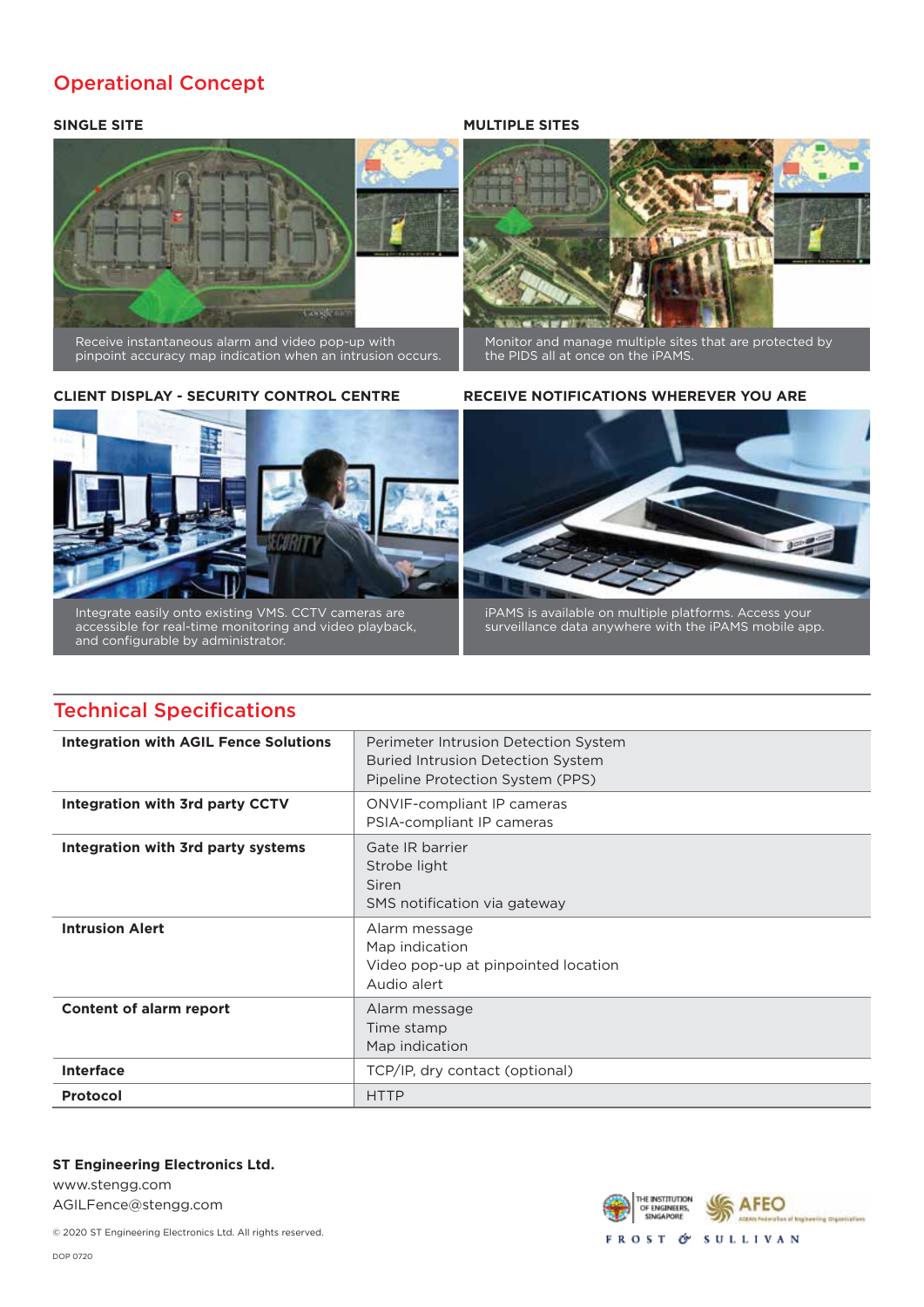## Operational Concept

### SINGLE SITE

Receive instantaneous alarm and video pop-up with pinpoint accuracy map indication when an intrusion occurs.

### MULTIPLE SITES

Monitor and manage multiple sites that are protected by the PIDS all at once on the iPAMS.

### CLIENT DISPLAY - SECURITY CONTROL CENTRE

Integrate easily onto existing VMS. CCTV cameras are accessible for real-time monitoring and video playback, and configurable by administrator.

### RECEIVE NOTIFICATIONS WHEREVER YOU ARE

iPAMS is available on multiple platforms. Access your surveillance data anywhere with the iPAMS mobile app.

## Technical Specifications

| | |
|---|---|
| **Integration with AGIL Fence Solutions** | Perimeter Intrusion Detection System<br>Buried Intrusion Detection System<br>Pipeline Protection System (PPS) |
| **Integration with 3rd party CCTV** | ONVIF-compliant IP cameras<br>PSIA-compliant IP cameras |
| **Integration with 3rd party systems** | Gate IR barrier<br>Strobe light<br>Siren<br>SMS notification via gateway |
| **Intrusion Alert** | Alarm message<br>Map indication<br>Video pop-up at pinpointed location<br>Audio alert |
| **Content of alarm report** | Alarm message<br>Time stamp<br>Map indication |
| **Interface** | TCP/IP, dry contact (optional) |
| **Protocol** | HTTP |

**ST Engineering Electronics Ltd.**
www.stengg.com
AGILFence@stengg.com

© 2020 ST Engineering Electronics Ltd. All rights reserved.

DOP 0720